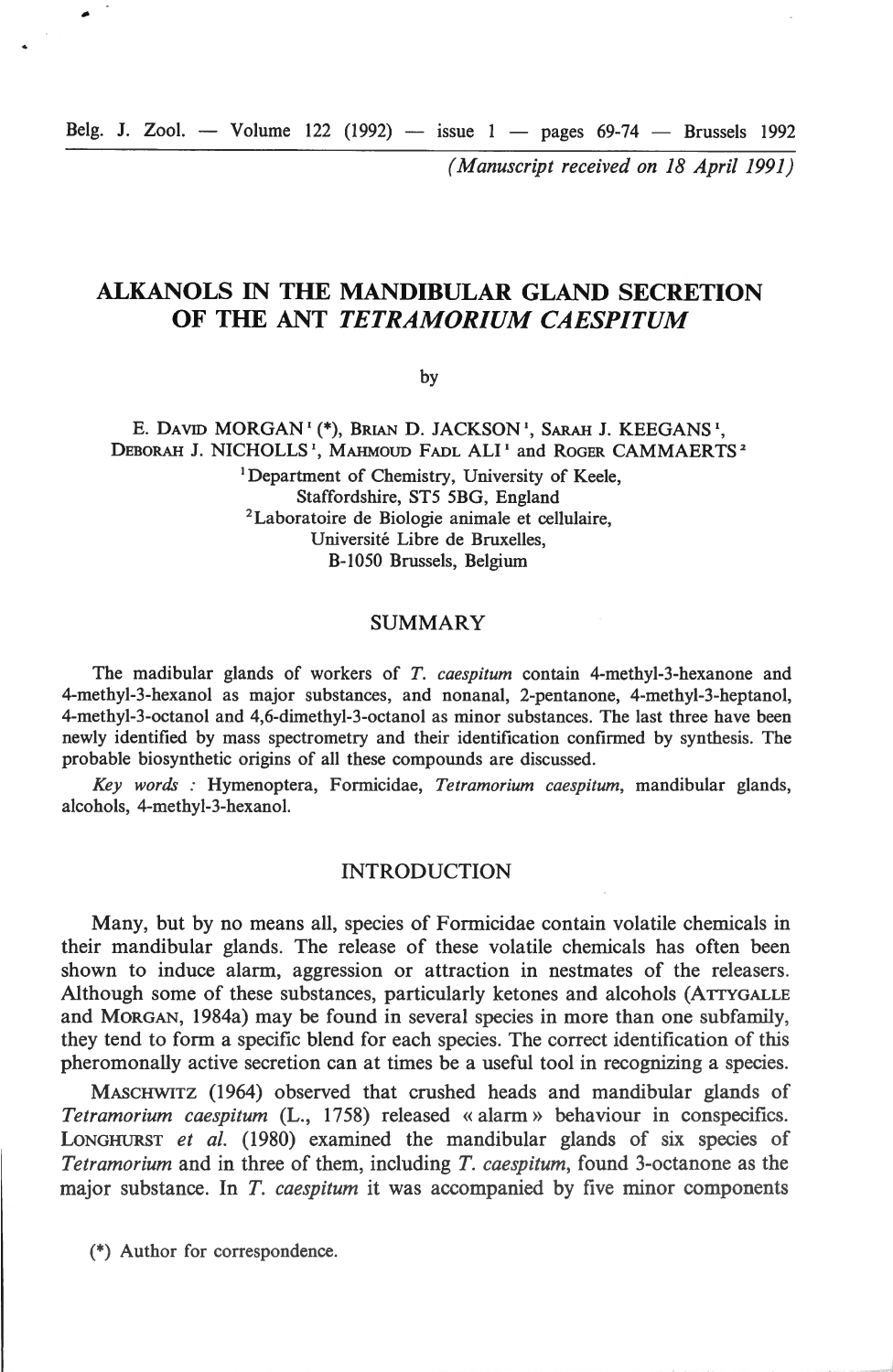(*Manuscript received on 18 April 1991*)

# ALKANOLS IN THE MANDIBULAR GLAND SECRETION OF THE ANT *TETRAMORIUM CAESPITUM*

by

E. DAVID MORGAN[1] (*), BRIAN D. JACKSON[1], SARAH J. KEEGANS[1], DEBORAH J. NICHOLLS[1], MAHMOUD FADL ALI[1] and ROGER CAMMAERTS[2]

[1] Department of Chemistry, University of Keele, Staffordshire, ST5 5BG, England

[2] Laboratoire de Biologie animale et cellulaire, Université Libre de Bruxelles, B-1050 Brussels, Belgium

## SUMMARY

The madibular glands of workers of *T. caespitum* contain 4-methyl-3-hexanone and 4-methyl-3-hexanol as major substances, and nonanal, 2-pentanone, 4-methyl-3-heptanol, 4-methyl-3-octanol and 4,6-dimethyl-3-octanol as minor substances. The last three have been newly identified by mass spectrometry and their identification confirmed by synthesis. The probable biosynthetic origins of all these compounds are discussed.

*Key words* : Hymenoptera, Formicidae, *Tetramorium caespitum*, mandibular glands, alcohols, 4-methyl-3-hexanol.

## INTRODUCTION

Many, but by no means all, species of Formicidae contain volatile chemicals in their mandibular glands. The release of these volatile chemicals has often been shown to induce alarm, aggression or attraction in nestmates of the releasers. Although some of these substances, particularly ketones and alcohols (ATTYGALLE and MORGAN, 1984a) may be found in several species in more than one subfamily, they tend to form a specific blend for each species. The correct identification of this pheromonally active secretion can at times be a useful tool in recognizing a species.

MASCHWITZ (1964) observed that crushed heads and mandibular glands of *Tetramorium caespitum* (L., 1758) released « alarm » behaviour in conspecifics. LONGHURST *et al.* (1980) examined the mandibular glands of six species of *Tetramorium* and in three of them, including *T. caespitum*, found 3-octanone as the major substance. In *T. caespitum* it was accompanied by five minor components

(*) Author for correspondence.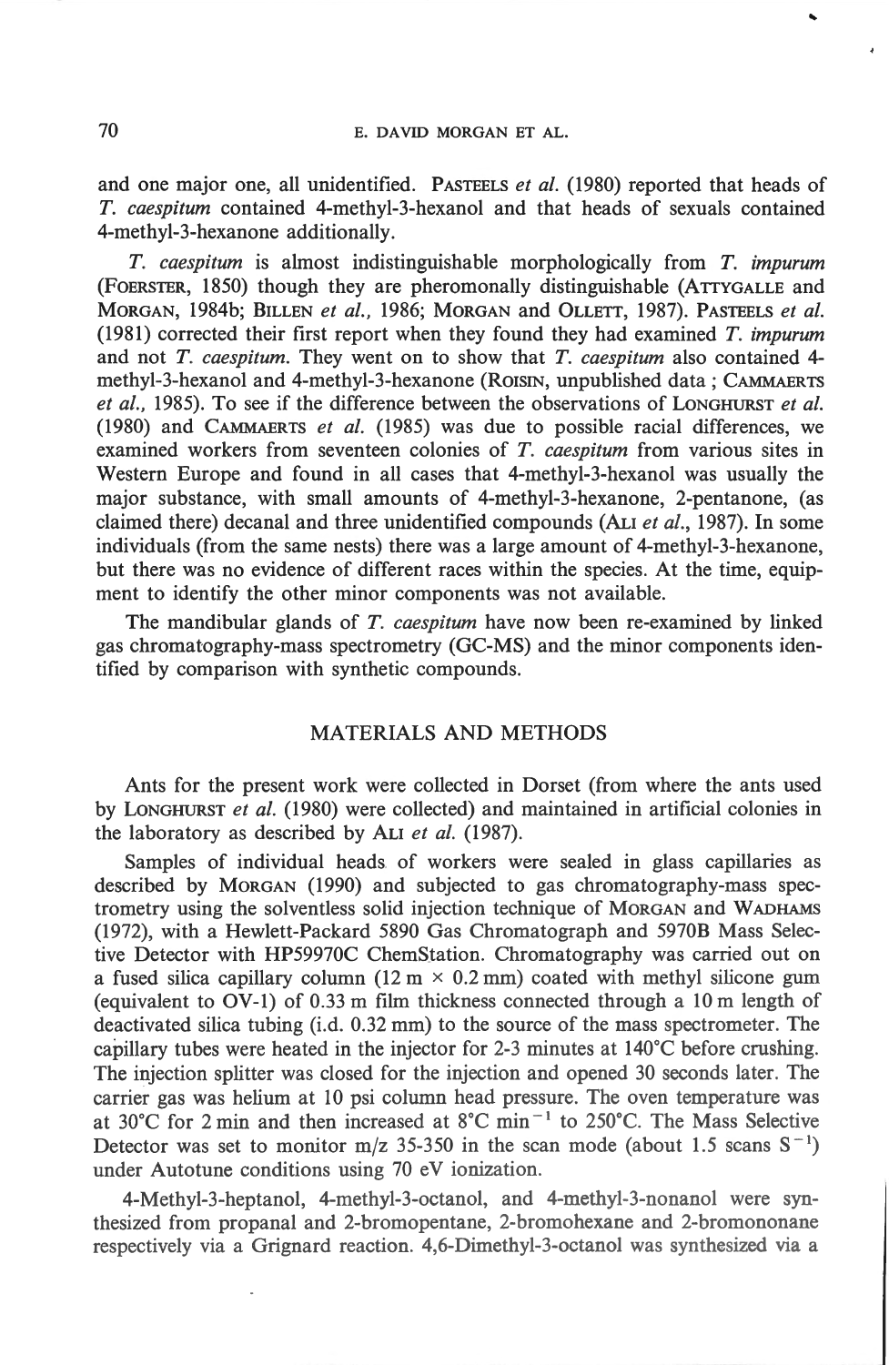and one major one, all unidentified. Pasteels *et al.* (1980) reported that heads of *T. caespitum* contained 4-methyl-3-hexanol and that heads of sexuals contained 4-methyl-3-hexanone additionally.

*T. caespitum* is almost indistinguishable morphologically from *T. impurum* (Foerster, 1850) though they are pheromonally distinguishable (Attygalle and Morgan, 1984b; Billen *et al.*, 1986; Morgan and Ollett, 1987). Pasteels *et al.* (1981) corrected their first report when they found they had examined *T. impurum* and not *T. caespitum*. They went on to show that *T. caespitum* also contained 4-methyl-3-hexanol and 4-methyl-3-hexanone (Roisin, unpublished data ; Cammaerts *et al.*, 1985). To see if the difference between the observations of Longhurst *et al.* (1980) and Cammaerts *et al.* (1985) was due to possible racial differences, we examined workers from seventeen colonies of *T. caespitum* from various sites in Western Europe and found in all cases that 4-methyl-3-hexanol was usually the major substance, with small amounts of 4-methyl-3-hexanone, 2-pentanone, (as claimed there) decanal and three unidentified compounds (Ali *et al.*, 1987). In some individuals (from the same nests) there was a large amount of 4-methyl-3-hexanone, but there was no evidence of different races within the species. At the time, equipment to identify the other minor components was not available.

The mandibular glands of *T. caespitum* have now been re-examined by linked gas chromatography-mass spectrometry (GC-MS) and the minor components identified by comparison with synthetic compounds.

## MATERIALS AND METHODS

Ants for the present work were collected in Dorset (from where the ants used by Longhurst *et al.* (1980) were collected) and maintained in artificial colonies in the laboratory as described by Ali *et al.* (1987).

Samples of individual heads of workers were sealed in glass capillaries as described by Morgan (1990) and subjected to gas chromatography-mass spectrometry using the solventless solid injection technique of Morgan and Wadhams (1972), with a Hewlett-Packard 5890 Gas Chromatograph and 5970B Mass Selective Detector with HP59970C ChemStation. Chromatography was carried out on a fused silica capillary column (12 m × 0.2 mm) coated with methyl silicone gum (equivalent to OV-1) of 0.33 m film thickness connected through a 10 m length of deactivated silica tubing (i.d. 0.32 mm) to the source of the mass spectrometer. The capillary tubes were heated in the injector for 2-3 minutes at 140°C before crushing. The injection splitter was closed for the injection and opened 30 seconds later. The carrier gas was helium at 10 psi column head pressure. The oven temperature was at 30°C for 2 min and then increased at 8°C $min^{-1}$ to 250°C. The Mass Selective Detector was set to monitor m/z 35-350 in the scan mode (about 1.5 scans $S^{-1}$) under Autotune conditions using 70 eV ionization.

4-Methyl-3-heptanol, 4-methyl-3-octanol, and 4-methyl-3-nonanol were synthesized from propanal and 2-bromopentane, 2-bromohexane and 2-bromononane respectively via a Grignard reaction. 4,6-Dimethyl-3-octanol was synthesized via a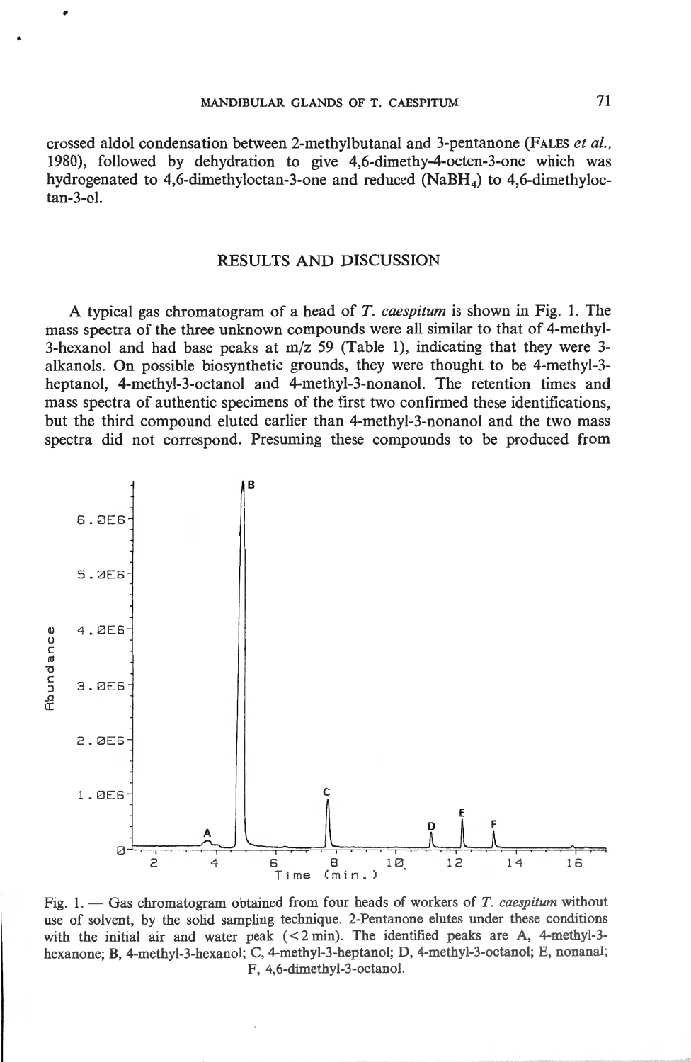crossed aldol condensation between 2-methylbutanal and 3-pentanone (FALES *et al.*, 1980), followed by dehydration to give 4,6-dimethy-4-octen-3-one which was hydrogenated to 4,6-dimethyloctan-3-one and reduced ($NaBH_4$) to 4,6-dimethyloctan-3-ol.

## RESULTS AND DISCUSSION

A typical gas chromatogram of a head of *T. caespitum* is shown in Fig. 1. The mass spectra of the three unknown compounds were all similar to that of 4-methyl-3-hexanol and had base peaks at m/z 59 (Table 1), indicating that they were 3-alkanols. On possible biosynthetic grounds, they were thought to be 4-methyl-3-heptanol, 4-methyl-3-octanol and 4-methyl-3-nonanol. The retention times and mass spectra of authentic specimens of the first two confirmed these identifications, but the third compound eluted earlier than 4-methyl-3-nonanol and the two mass spectra did not correspond. Presuming these compounds to be produced from

Fig. 1. — Gas chromatogram obtained from four heads of workers of *T. caespitum* without use of solvent, by the solid sampling technique. 2-Pentanone elutes under these conditions with the initial air and water peak (<2 min). The identified peaks are A, 4-methyl-3-hexanone; B, 4-methyl-3-hexanol; C, 4-methyl-3-heptanol; D, 4-methyl-3-octanol; E, nonanal; F, 4,6-dimethyl-3-octanol.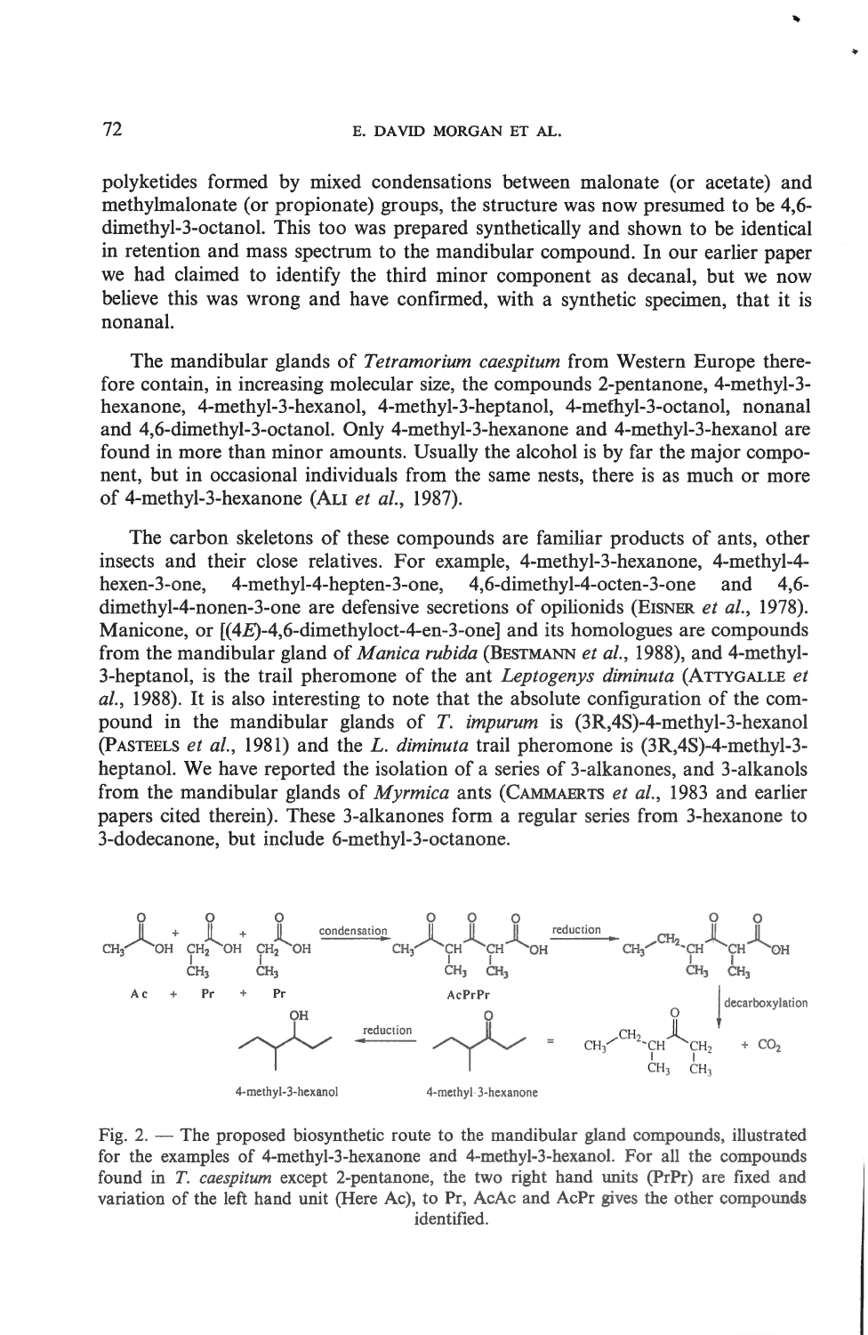polyketides formed by mixed condensations between malonate (or acetate) and methylmalonate (or propionate) groups, the structure was now presumed to be 4,6-dimethyl-3-octanol. This too was prepared synthetically and shown to be identical in retention and mass spectrum to the mandibular compound. In our earlier paper we had claimed to identify the third minor component as decanal, but we now believe this was wrong and have confirmed, with a synthetic specimen, that it is nonanal.

The mandibular glands of *Tetramorium caespitum* from Western Europe therefore contain, in increasing molecular size, the compounds 2-pentanone, 4-methyl-3-hexanone, 4-methyl-3-hexanol, 4-methyl-3-heptanol, 4-methyl-3-octanol, nonanal and 4,6-dimethyl-3-octanol. Only 4-methyl-3-hexanone and 4-methyl-3-hexanol are found in more than minor amounts. Usually the alcohol is by far the major component, but in occasional individuals from the same nests, there is as much or more of 4-methyl-3-hexanone (ALI *et al.*, 1987).

The carbon skeletons of these compounds are familiar products of ants, other insects and their close relatives. For example, 4-methyl-3-hexanone, 4-methyl-4-hexen-3-one, 4-methyl-4-hepten-3-one, 4,6-dimethyl-4-octen-3-one and 4,6-dimethyl-4-nonen-3-one are defensive secretions of opilionids (EISNER *et al.*, 1978). Manicone, or [(4*E*)-4,6-dimethyloct-4-en-3-one] and its homologues are compounds from the mandibular gland of *Manica rubida* (BESTMANN *et al.*, 1988), and 4-methyl-3-heptanol, is the trail pheromone of the ant *Leptogenys diminuta* (ATTYGALLE *et al.*, 1988). It is also interesting to note that the absolute configuration of the compound in the mandibular glands of *T. impurum* is (3R,4S)-4-methyl-3-hexanol (PASTEELS *et al.*, 1981) and the *L. diminuta* trail pheromone is (3R,4S)-4-methyl-3-heptanol. We have reported the isolation of a series of 3-alkanones, and 3-alkanols from the mandibular glands of *Myrmica* ants (CAMMAERTS *et al.*, 1983 and earlier papers cited therein). These 3-alkanones form a regular series from 3-hexanone to 3-dodecanone, but include 6-methyl-3-octanone.

Fig. 2. — The proposed biosynthetic route to the mandibular gland compounds, illustrated for the examples of 4-methyl-3-hexanone and 4-methyl-3-hexanol. For all the compounds found in *T. caespitum* except 2-pentanone, the two right hand units (PrPr) are fixed and variation of the left hand unit (Here Ac), to Pr, AcAc and AcPr gives the other compounds identified.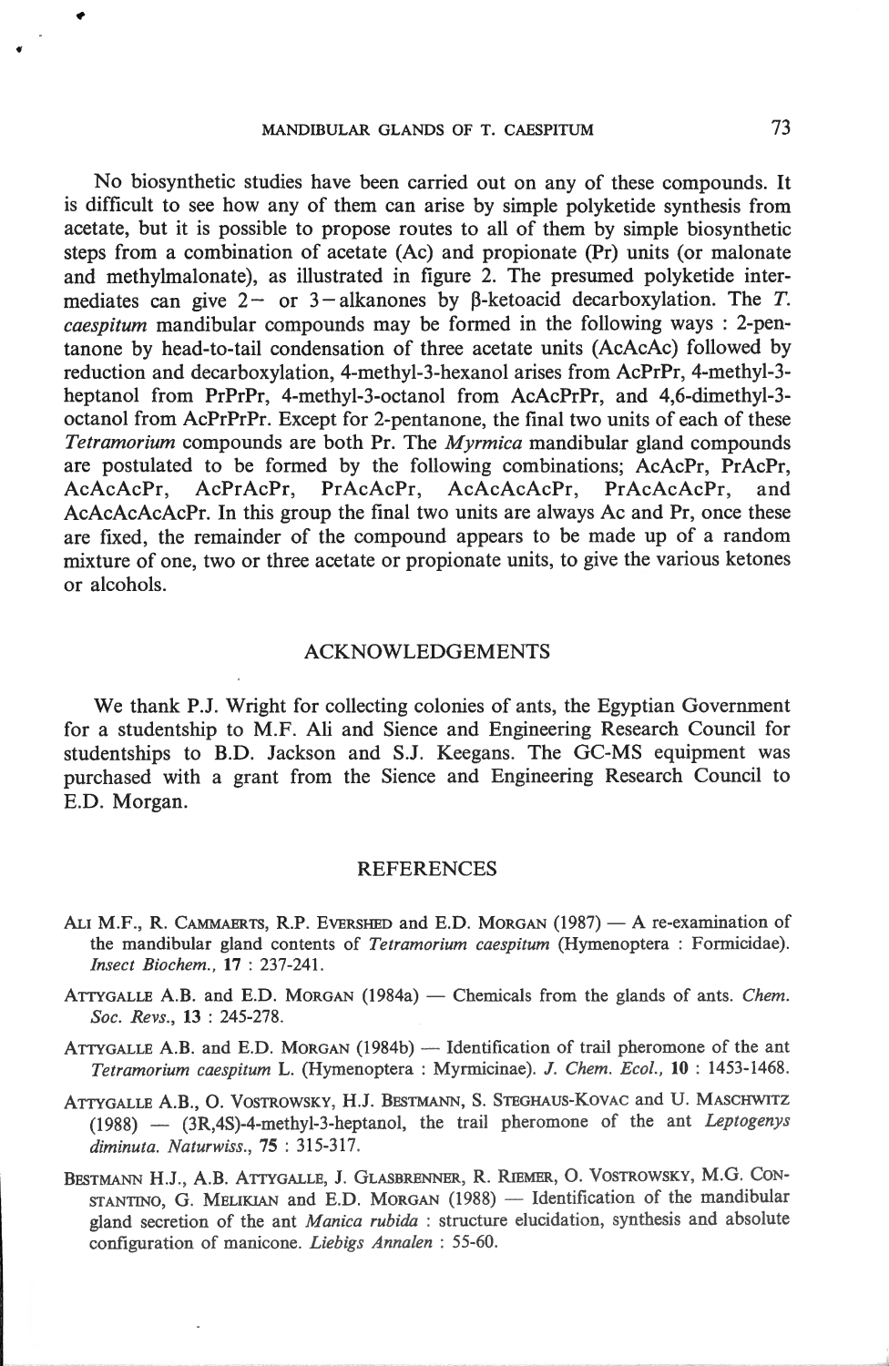No biosynthetic studies have been carried out on any of these compounds. It is difficult to see how any of them can arise by simple polyketide synthesis from acetate, but it is possible to propose routes to all of them by simple biosynthetic steps from a combination of acetate (Ac) and propionate (Pr) units (or malonate and methylmalonate), as illustrated in figure 2. The presumed polyketide intermediates can give 2− or 3−alkanones by β-ketoacid decarboxylation. The *T. caespitum* mandibular compounds may be formed in the following ways : 2-pentanone by head-to-tail condensation of three acetate units (AcAcAc) followed by reduction and decarboxylation, 4-methyl-3-hexanol arises from AcPrPr, 4-methyl-3-heptanol from PrPrPr, 4-methyl-3-octanol from AcAcPrPr, and 4,6-dimethyl-3-octanol from AcPrPrPr. Except for 2-pentanone, the final two units of each of these *Tetramorium* compounds are both Pr. The *Myrmica* mandibular gland compounds are postulated to be formed by the following combinations; AcAcPr, PrAcPr, AcAcAcPr, AcPrAcPr, PrAcAcPr, AcAcAcAcPr, PrAcAcAcPr, and AcAcAcAcAcPr. In this group the final two units are always Ac and Pr, once these are fixed, the remainder of the compound appears to be made up of a random mixture of one, two or three acetate or propionate units, to give the various ketones or alcohols.

## ACKNOWLEDGEMENTS

We thank P.J. Wright for collecting colonies of ants, the Egyptian Government for a studentship to M.F. Ali and Sience and Engineering Research Council for studentships to B.D. Jackson and S.J. Keegans. The GC-MS equipment was purchased with a grant from the Sience and Engineering Research Council to E.D. Morgan.

## REFERENCES

Ali M.F., R. Cammaerts, R.P. Evershed and E.D. Morgan (1987) — A re-examination of the mandibular gland contents of *Tetramorium caespitum* (Hymenoptera : Formicidae). *Insect Biochem.*, **17** : 237-241.

Attygalle A.B. and E.D. Morgan (1984a) — Chemicals from the glands of ants. *Chem. Soc. Revs.*, **13** : 245-278.

Attygalle A.B. and E.D. Morgan (1984b) — Identification of trail pheromone of the ant *Tetramorium caespitum* L. (Hymenoptera : Myrmicinae). *J. Chem. Ecol.*, **10** : 1453-1468.

Attygalle A.B., O. Vostrowsky, H.J. Bestmann, S. Steghaus-Kovac and U. Maschwitz (1988) — (3R,4S)-4-methyl-3-heptanol, the trail pheromone of the ant *Leptogenys diminuta*. *Naturwiss.*, **75** : 315-317.

Bestmann H.J., A.B. Attygalle, J. Glasbrenner, R. Riemer, O. Vostrowsky, M.G. Constantino, G. Melikian and E.D. Morgan (1988) — Identification of the mandibular gland secretion of the ant *Manica rubida* : structure elucidation, synthesis and absolute configuration of manicone. *Liebigs Annalen* : 55-60.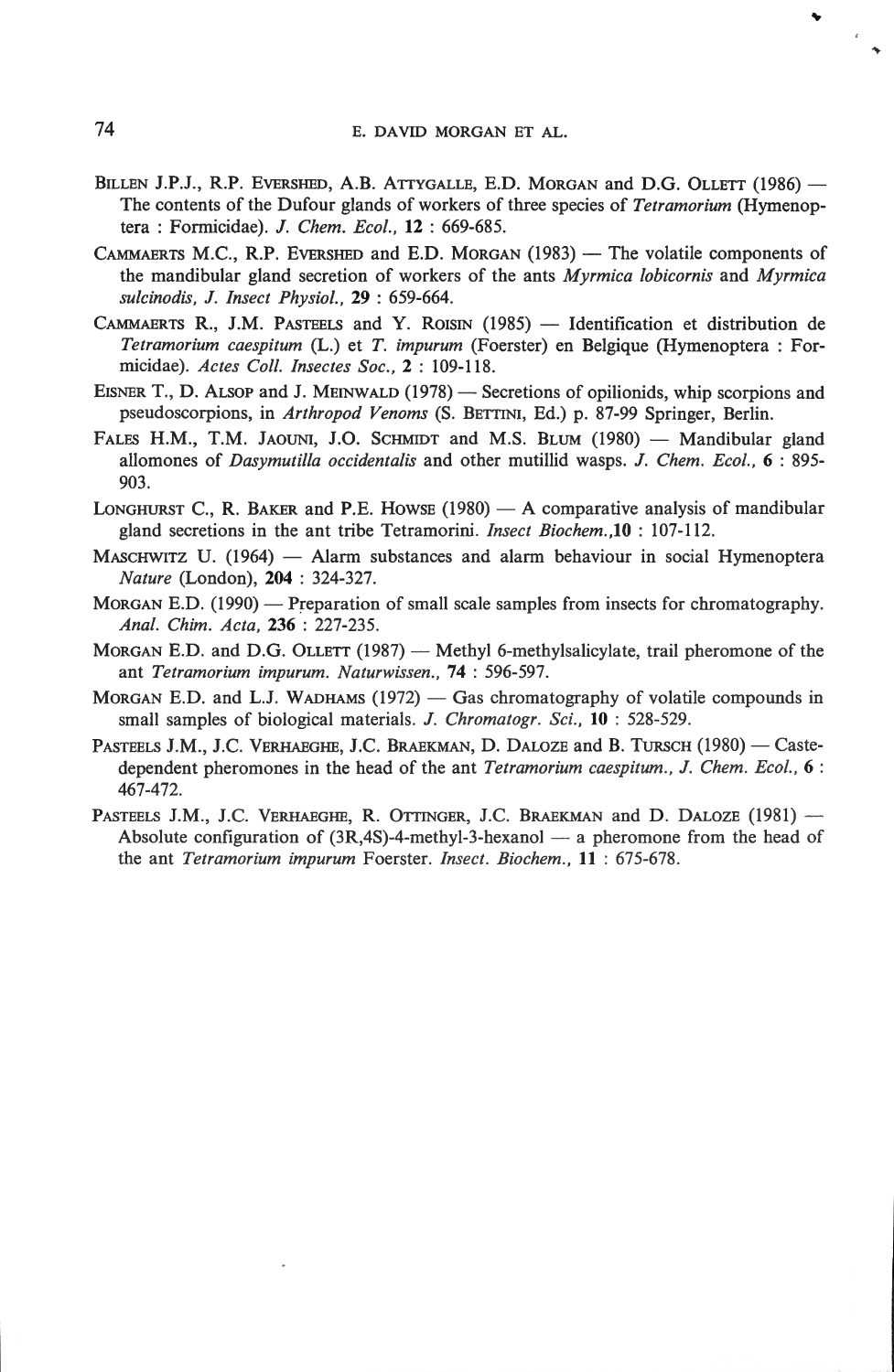BILLEN J.P.J., R.P. EVERSHED, A.B. ATTYGALLE, E.D. MORGAN and D.G. OLLETT (1986) — The contents of the Dufour glands of workers of three species of *Tetramorium* (Hymenoptera : Formicidae). *J. Chem. Ecol.*, **12** : 669-685.

CAMMAERTS M.C., R.P. EVERSHED and E.D. MORGAN (1983) — The volatile components of the mandibular gland secretion of workers of the ants *Myrmica lobicornis* and *Myrmica sulcinodis*, *J. Insect Physiol.*, **29** : 659-664.

CAMMAERTS R., J.M. PASTEELS and Y. ROISIN (1985) — Identification et distribution de *Tetramorium caespitum* (L.) et *T. impurum* (Foerster) en Belgique (Hymenoptera : Formicidae). *Actes Coll. Insectes Soc.*, **2** : 109-118.

EISNER T., D. ALSOP and J. MEINWALD (1978) — Secretions of opilionids, whip scorpions and pseudoscorpions, in *Arthropod Venoms* (S. BETTINI, Ed.) p. 87-99 Springer, Berlin.

FALES H.M., T.M. JAOUNI, J.O. SCHMIDT and M.S. BLUM (1980) — Mandibular gland allomones of *Dasymutilla occidentalis* and other mutillid wasps. *J. Chem. Ecol.*, **6** : 895-903.

LONGHURST C., R. BAKER and P.E. HOWSE (1980) — A comparative analysis of mandibular gland secretions in the ant tribe Tetramorini. *Insect Biochem.*,**10** : 107-112.

MASCHWITZ U. (1964) — Alarm substances and alarm behaviour in social Hymenoptera *Nature* (London), **204** : 324-327.

MORGAN E.D. (1990) — Preparation of small scale samples from insects for chromatography. *Anal. Chim. Acta*, **236** : 227-235.

MORGAN E.D. and D.G. OLLETT (1987) — Methyl 6-methylsalicylate, trail pheromone of the ant *Tetramorium impurum*. *Naturwissen.*, **74** : 596-597.

MORGAN E.D. and L.J. WADHAMS (1972) — Gas chromatography of volatile compounds in small samples of biological materials. *J. Chromatogr. Sci.*, **10** : 528-529.

PASTEELS J.M., J.C. VERHAEGHE, J.C. BRAEKMAN, D. DALOZE and B. TURSCH (1980) — Caste-dependent pheromones in the head of the ant *Tetramorium caespitum*., *J. Chem. Ecol.*, **6** : 467-472.

PASTEELS J.M., J.C. VERHAEGHE, R. OTTINGER, J.C. BRAEKMAN and D. DALOZE (1981) — Absolute configuration of (3R,4S)-4-methyl-3-hexanol — a pheromone from the head of the ant *Tetramorium impurum* Foerster. *Insect. Biochem.*, **11** : 675-678.